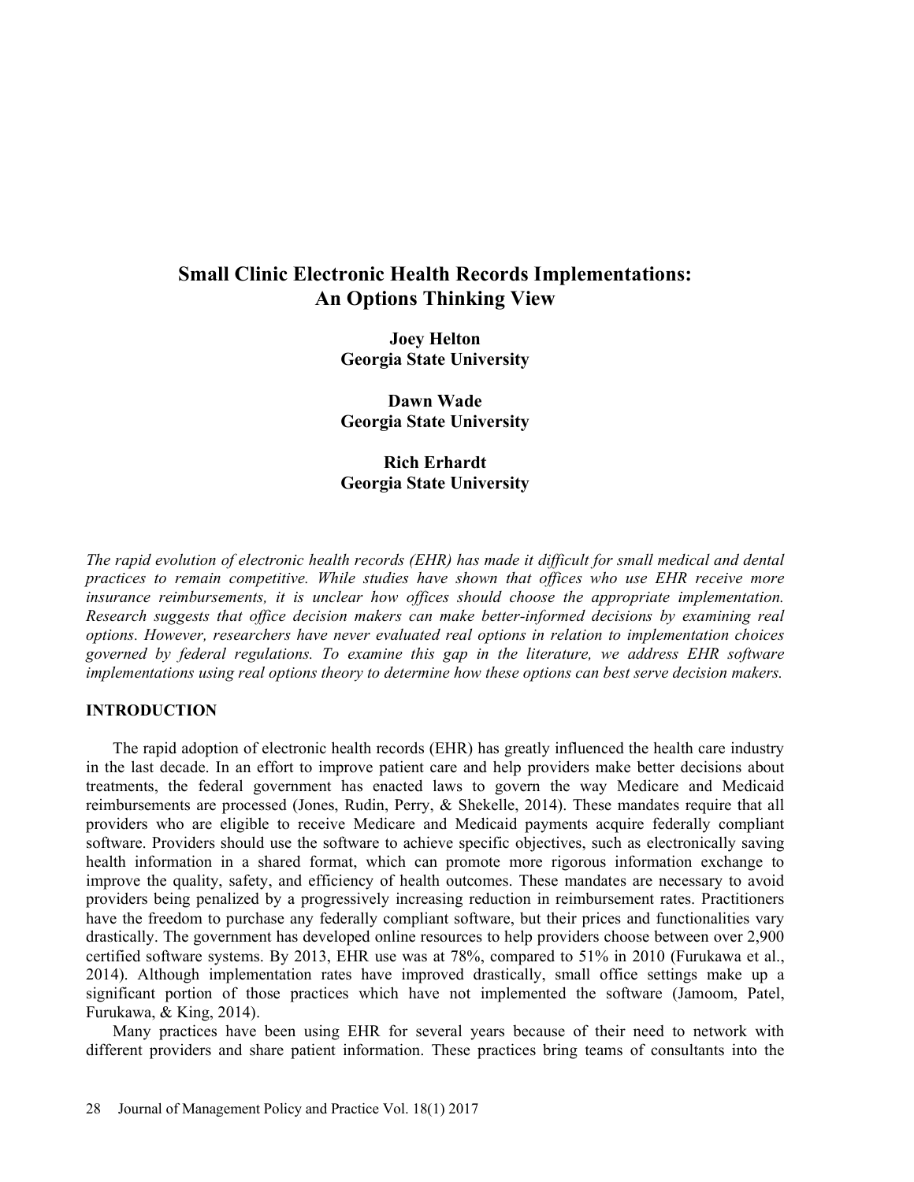# Small Clinic Electronic Health Records Implementations: An Options Thinking View

**Joey Helton**
**Georgia State University**

**Dawn Wade**
**Georgia State University**

**Rich Erhardt**
**Georgia State University**

*The rapid evolution of electronic health records (EHR) has made it difficult for small medical and dental practices to remain competitive. While studies have shown that offices who use EHR receive more insurance reimbursements, it is unclear how offices should choose the appropriate implementation. Research suggests that office decision makers can make better-informed decisions by examining real options. However, researchers have never evaluated real options in relation to implementation choices governed by federal regulations. To examine this gap in the literature, we address EHR software implementations using real options theory to determine how these options can best serve decision makers.*

## INTRODUCTION

The rapid adoption of electronic health records (EHR) has greatly influenced the health care industry in the last decade. In an effort to improve patient care and help providers make better decisions about treatments, the federal government has enacted laws to govern the way Medicare and Medicaid reimbursements are processed (Jones, Rudin, Perry, & Shekelle, 2014). These mandates require that all providers who are eligible to receive Medicare and Medicaid payments acquire federally compliant software. Providers should use the software to achieve specific objectives, such as electronically saving health information in a shared format, which can promote more rigorous information exchange to improve the quality, safety, and efficiency of health outcomes. These mandates are necessary to avoid providers being penalized by a progressively increasing reduction in reimbursement rates. Practitioners have the freedom to purchase any federally compliant software, but their prices and functionalities vary drastically. The government has developed online resources to help providers choose between over 2,900 certified software systems. By 2013, EHR use was at 78%, compared to 51% in 2010 (Furukawa et al., 2014). Although implementation rates have improved drastically, small office settings make up a significant portion of those practices which have not implemented the software (Jamoom, Patel, Furukawa, & King, 2014).

Many practices have been using EHR for several years because of their need to network with different providers and share patient information. These practices bring teams of consultants into the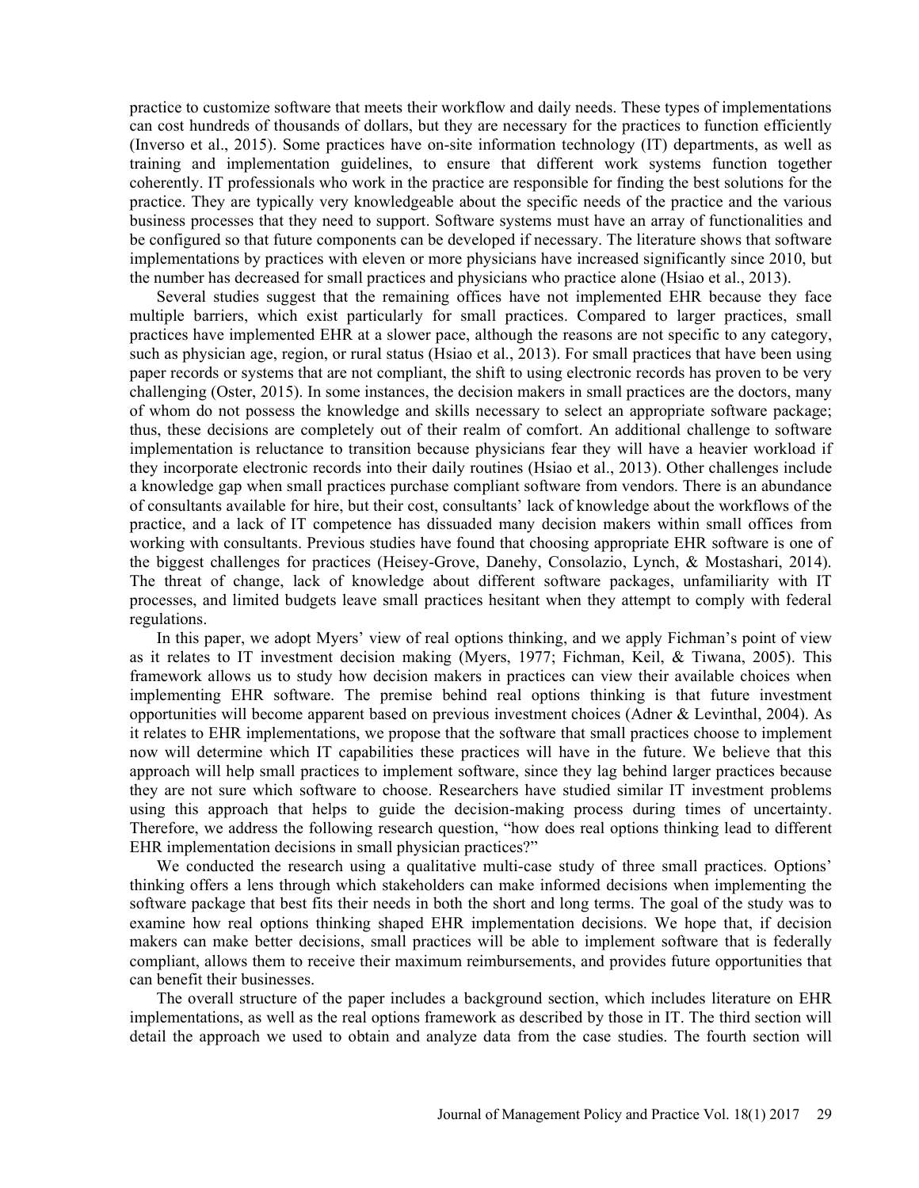practice to customize software that meets their workflow and daily needs. These types of implementations can cost hundreds of thousands of dollars, but they are necessary for the practices to function efficiently (Inverso et al., 2015). Some practices have on-site information technology (IT) departments, as well as training and implementation guidelines, to ensure that different work systems function together coherently. IT professionals who work in the practice are responsible for finding the best solutions for the practice. They are typically very knowledgeable about the specific needs of the practice and the various business processes that they need to support. Software systems must have an array of functionalities and be configured so that future components can be developed if necessary. The literature shows that software implementations by practices with eleven or more physicians have increased significantly since 2010, but the number has decreased for small practices and physicians who practice alone (Hsiao et al., 2013).

Several studies suggest that the remaining offices have not implemented EHR because they face multiple barriers, which exist particularly for small practices. Compared to larger practices, small practices have implemented EHR at a slower pace, although the reasons are not specific to any category, such as physician age, region, or rural status (Hsiao et al., 2013). For small practices that have been using paper records or systems that are not compliant, the shift to using electronic records has proven to be very challenging (Oster, 2015). In some instances, the decision makers in small practices are the doctors, many of whom do not possess the knowledge and skills necessary to select an appropriate software package; thus, these decisions are completely out of their realm of comfort. An additional challenge to software implementation is reluctance to transition because physicians fear they will have a heavier workload if they incorporate electronic records into their daily routines (Hsiao et al., 2013). Other challenges include a knowledge gap when small practices purchase compliant software from vendors. There is an abundance of consultants available for hire, but their cost, consultants' lack of knowledge about the workflows of the practice, and a lack of IT competence has dissuaded many decision makers within small offices from working with consultants. Previous studies have found that choosing appropriate EHR software is one of the biggest challenges for practices (Heisey-Grove, Danehy, Consolazio, Lynch, & Mostashari, 2014). The threat of change, lack of knowledge about different software packages, unfamiliarity with IT processes, and limited budgets leave small practices hesitant when they attempt to comply with federal regulations.

In this paper, we adopt Myers' view of real options thinking, and we apply Fichman's point of view as it relates to IT investment decision making (Myers, 1977; Fichman, Keil, & Tiwana, 2005). This framework allows us to study how decision makers in practices can view their available choices when implementing EHR software. The premise behind real options thinking is that future investment opportunities will become apparent based on previous investment choices (Adner & Levinthal, 2004). As it relates to EHR implementations, we propose that the software that small practices choose to implement now will determine which IT capabilities these practices will have in the future. We believe that this approach will help small practices to implement software, since they lag behind larger practices because they are not sure which software to choose. Researchers have studied similar IT investment problems using this approach that helps to guide the decision-making process during times of uncertainty. Therefore, we address the following research question, "how does real options thinking lead to different EHR implementation decisions in small physician practices?"

We conducted the research using a qualitative multi-case study of three small practices. Options' thinking offers a lens through which stakeholders can make informed decisions when implementing the software package that best fits their needs in both the short and long terms. The goal of the study was to examine how real options thinking shaped EHR implementation decisions. We hope that, if decision makers can make better decisions, small practices will be able to implement software that is federally compliant, allows them to receive their maximum reimbursements, and provides future opportunities that can benefit their businesses.

The overall structure of the paper includes a background section, which includes literature on EHR implementations, as well as the real options framework as described by those in IT. The third section will detail the approach we used to obtain and analyze data from the case studies. The fourth section will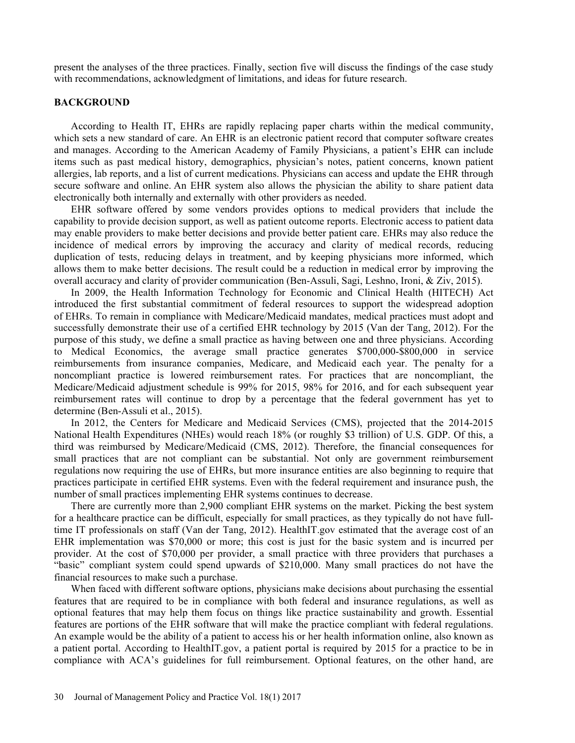present the analyses of the three practices. Finally, section five will discuss the findings of the case study with recommendations, acknowledgment of limitations, and ideas for future research.

## BACKGROUND

According to Health IT, EHRs are rapidly replacing paper charts within the medical community, which sets a new standard of care. An EHR is an electronic patient record that computer software creates and manages. According to the American Academy of Family Physicians, a patient's EHR can include items such as past medical history, demographics, physician's notes, patient concerns, known patient allergies, lab reports, and a list of current medications. Physicians can access and update the EHR through secure software and online. An EHR system also allows the physician the ability to share patient data electronically both internally and externally with other providers as needed.

EHR software offered by some vendors provides options to medical providers that include the capability to provide decision support, as well as patient outcome reports. Electronic access to patient data may enable providers to make better decisions and provide better patient care. EHRs may also reduce the incidence of medical errors by improving the accuracy and clarity of medical records, reducing duplication of tests, reducing delays in treatment, and by keeping physicians more informed, which allows them to make better decisions. The result could be a reduction in medical error by improving the overall accuracy and clarity of provider communication (Ben-Assuli, Sagi, Leshno, Ironi, & Ziv, 2015).

In 2009, the Health Information Technology for Economic and Clinical Health (HITECH) Act introduced the first substantial commitment of federal resources to support the widespread adoption of EHRs. To remain in compliance with Medicare/Medicaid mandates, medical practices must adopt and successfully demonstrate their use of a certified EHR technology by 2015 (Van der Tang, 2012). For the purpose of this study, we define a small practice as having between one and three physicians. According to Medical Economics, the average small practice generates $700,000-$800,000 in service reimbursements from insurance companies, Medicare, and Medicaid each year. The penalty for a noncompliant practice is lowered reimbursement rates. For practices that are noncompliant, the Medicare/Medicaid adjustment schedule is 99% for 2015, 98% for 2016, and for each subsequent year reimbursement rates will continue to drop by a percentage that the federal government has yet to determine (Ben-Assuli et al., 2015).

In 2012, the Centers for Medicare and Medicaid Services (CMS), projected that the 2014-2015 National Health Expenditures (NHEs) would reach 18% (or roughly $3 trillion) of U.S. GDP. Of this, a third was reimbursed by Medicare/Medicaid (CMS, 2012). Therefore, the financial consequences for small practices that are not compliant can be substantial. Not only are government reimbursement regulations now requiring the use of EHRs, but more insurance entities are also beginning to require that practices participate in certified EHR systems. Even with the federal requirement and insurance push, the number of small practices implementing EHR systems continues to decrease.

There are currently more than 2,900 compliant EHR systems on the market. Picking the best system for a healthcare practice can be difficult, especially for small practices, as they typically do not have full-time IT professionals on staff (Van der Tang, 2012). HealthIT.gov estimated that the average cost of an EHR implementation was $70,000 or more; this cost is just for the basic system and is incurred per provider. At the cost of $70,000 per provider, a small practice with three providers that purchases a "basic" compliant system could spend upwards of $210,000. Many small practices do not have the financial resources to make such a purchase.

When faced with different software options, physicians make decisions about purchasing the essential features that are required to be in compliance with both federal and insurance regulations, as well as optional features that may help them focus on things like practice sustainability and growth. Essential features are portions of the EHR software that will make the practice compliant with federal regulations. An example would be the ability of a patient to access his or her health information online, also known as a patient portal. According to HealthIT.gov, a patient portal is required by 2015 for a practice to be in compliance with ACA's guidelines for full reimbursement. Optional features, on the other hand, are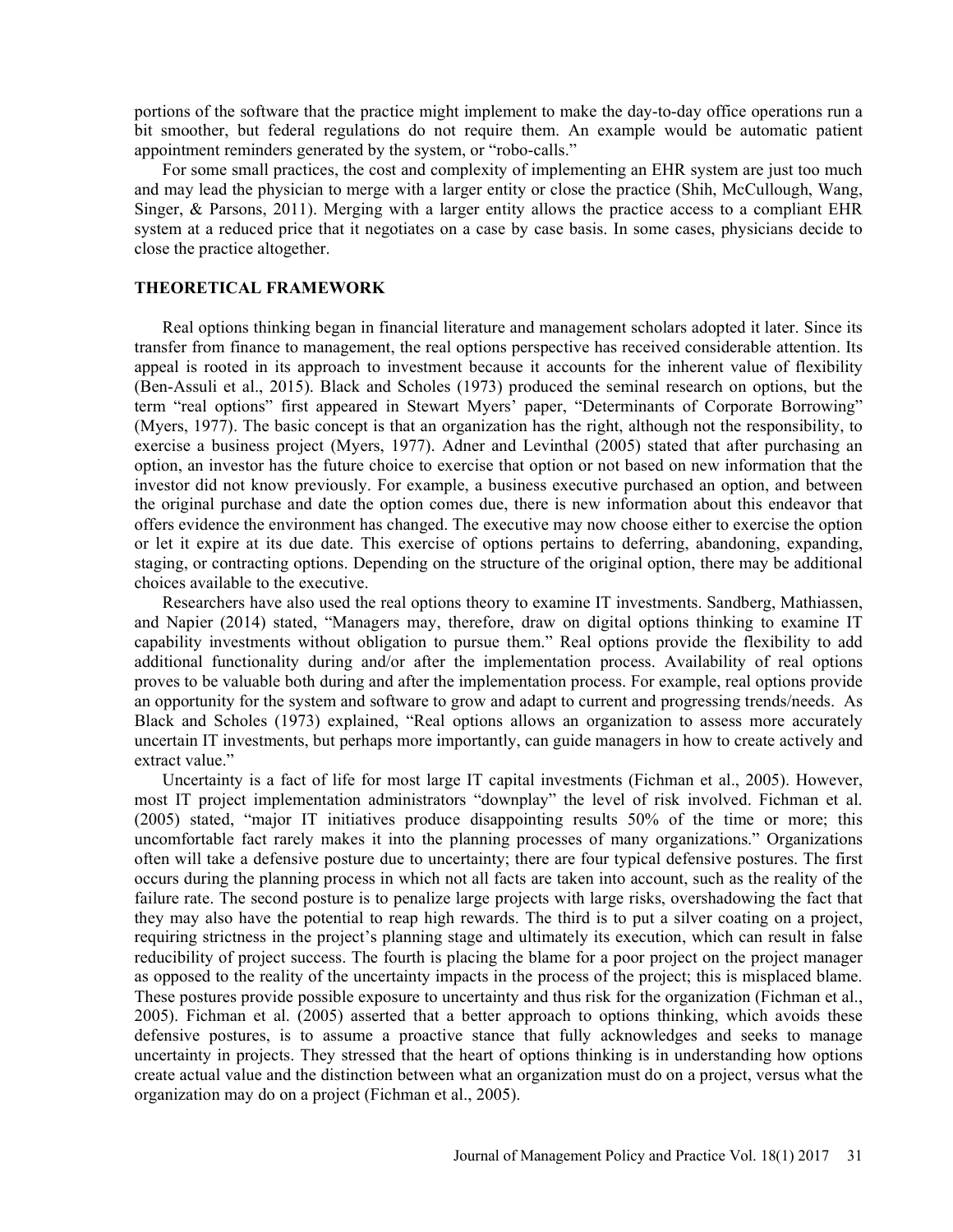portions of the software that the practice might implement to make the day-to-day office operations run a bit smoother, but federal regulations do not require them. An example would be automatic patient appointment reminders generated by the system, or "robo-calls."

For some small practices, the cost and complexity of implementing an EHR system are just too much and may lead the physician to merge with a larger entity or close the practice (Shih, McCullough, Wang, Singer, & Parsons, 2011). Merging with a larger entity allows the practice access to a compliant EHR system at a reduced price that it negotiates on a case by case basis. In some cases, physicians decide to close the practice altogether.

## THEORETICAL FRAMEWORK

Real options thinking began in financial literature and management scholars adopted it later. Since its transfer from finance to management, the real options perspective has received considerable attention. Its appeal is rooted in its approach to investment because it accounts for the inherent value of flexibility (Ben-Assuli et al., 2015). Black and Scholes (1973) produced the seminal research on options, but the term "real options" first appeared in Stewart Myers' paper, "Determinants of Corporate Borrowing" (Myers, 1977). The basic concept is that an organization has the right, although not the responsibility, to exercise a business project (Myers, 1977). Adner and Levinthal (2005) stated that after purchasing an option, an investor has the future choice to exercise that option or not based on new information that the investor did not know previously. For example, a business executive purchased an option, and between the original purchase and date the option comes due, there is new information about this endeavor that offers evidence the environment has changed. The executive may now choose either to exercise the option or let it expire at its due date. This exercise of options pertains to deferring, abandoning, expanding, staging, or contracting options. Depending on the structure of the original option, there may be additional choices available to the executive.

Researchers have also used the real options theory to examine IT investments. Sandberg, Mathiassen, and Napier (2014) stated, "Managers may, therefore, draw on digital options thinking to examine IT capability investments without obligation to pursue them." Real options provide the flexibility to add additional functionality during and/or after the implementation process. Availability of real options proves to be valuable both during and after the implementation process. For example, real options provide an opportunity for the system and software to grow and adapt to current and progressing trends/needs. As Black and Scholes (1973) explained, "Real options allows an organization to assess more accurately uncertain IT investments, but perhaps more importantly, can guide managers in how to create actively and extract value."

Uncertainty is a fact of life for most large IT capital investments (Fichman et al., 2005). However, most IT project implementation administrators "downplay" the level of risk involved. Fichman et al. (2005) stated, "major IT initiatives produce disappointing results 50% of the time or more; this uncomfortable fact rarely makes it into the planning processes of many organizations." Organizations often will take a defensive posture due to uncertainty; there are four typical defensive postures. The first occurs during the planning process in which not all facts are taken into account, such as the reality of the failure rate. The second posture is to penalize large projects with large risks, overshadowing the fact that they may also have the potential to reap high rewards. The third is to put a silver coating on a project, requiring strictness in the project's planning stage and ultimately its execution, which can result in false reducibility of project success. The fourth is placing the blame for a poor project on the project manager as opposed to the reality of the uncertainty impacts in the process of the project; this is misplaced blame. These postures provide possible exposure to uncertainty and thus risk for the organization (Fichman et al., 2005). Fichman et al. (2005) asserted that a better approach to options thinking, which avoids these defensive postures, is to assume a proactive stance that fully acknowledges and seeks to manage uncertainty in projects. They stressed that the heart of options thinking is in understanding how options create actual value and the distinction between what an organization must do on a project, versus what the organization may do on a project (Fichman et al., 2005).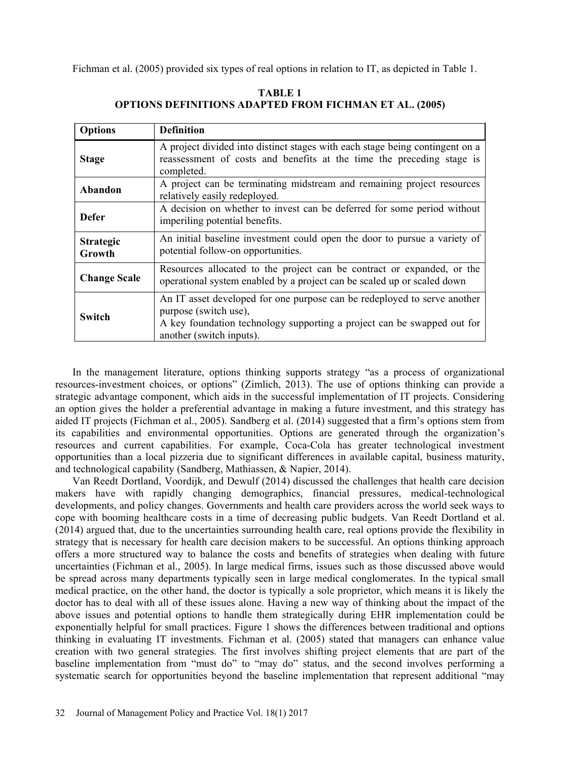Fichman et al. (2005) provided six types of real options in relation to IT, as depicted in Table 1.

**TABLE 1**
**OPTIONS DEFINITIONS ADAPTED FROM FICHMAN ET AL. (2005)**

| Options | Definition |
|---|---|
| **Stage** | A project divided into distinct stages with each stage being contingent on a reassessment of costs and benefits at the time the preceding stage is completed. |
| **Abandon** | A project can be terminating midstream and remaining project resources relatively easily redeployed. |
| **Defer** | A decision on whether to invest can be deferred for some period without imperiling potential benefits. |
| **Strategic Growth** | An initial baseline investment could open the door to pursue a variety of potential follow-on opportunities. |
| **Change Scale** | Resources allocated to the project can be contract or expanded, or the operational system enabled by a project can be scaled up or scaled down |
| **Switch** | An IT asset developed for one purpose can be redeployed to serve another purpose (switch use), A key foundation technology supporting a project can be swapped out for another (switch inputs). |

In the management literature, options thinking supports strategy "as a process of organizational resources-investment choices, or options" (Zimlich, 2013). The use of options thinking can provide a strategic advantage component, which aids in the successful implementation of IT projects. Considering an option gives the holder a preferential advantage in making a future investment, and this strategy has aided IT projects (Fichman et al., 2005). Sandberg et al. (2014) suggested that a firm's options stem from its capabilities and environmental opportunities. Options are generated through the organization's resources and current capabilities. For example, Coca-Cola has greater technological investment opportunities than a local pizzeria due to significant differences in available capital, business maturity, and technological capability (Sandberg, Mathiassen, & Napier, 2014).

Van Reedt Dortland, Voordijk, and Dewulf (2014) discussed the challenges that health care decision makers have with rapidly changing demographics, financial pressures, medical-technological developments, and policy changes. Governments and health care providers across the world seek ways to cope with booming healthcare costs in a time of decreasing public budgets. Van Reedt Dortland et al. (2014) argued that, due to the uncertainties surrounding health care, real options provide the flexibility in strategy that is necessary for health care decision makers to be successful. An options thinking approach offers a more structured way to balance the costs and benefits of strategies when dealing with future uncertainties (Fichman et al., 2005). In large medical firms, issues such as those discussed above would be spread across many departments typically seen in large medical conglomerates. In the typical small medical practice, on the other hand, the doctor is typically a sole proprietor, which means it is likely the doctor has to deal with all of these issues alone. Having a new way of thinking about the impact of the above issues and potential options to handle them strategically during EHR implementation could be exponentially helpful for small practices. Figure 1 shows the differences between traditional and options thinking in evaluating IT investments. Fichman et al. (2005) stated that managers can enhance value creation with two general strategies. The first involves shifting project elements that are part of the baseline implementation from "must do" to "may do" status, and the second involves performing a systematic search for opportunities beyond the baseline implementation that represent additional "may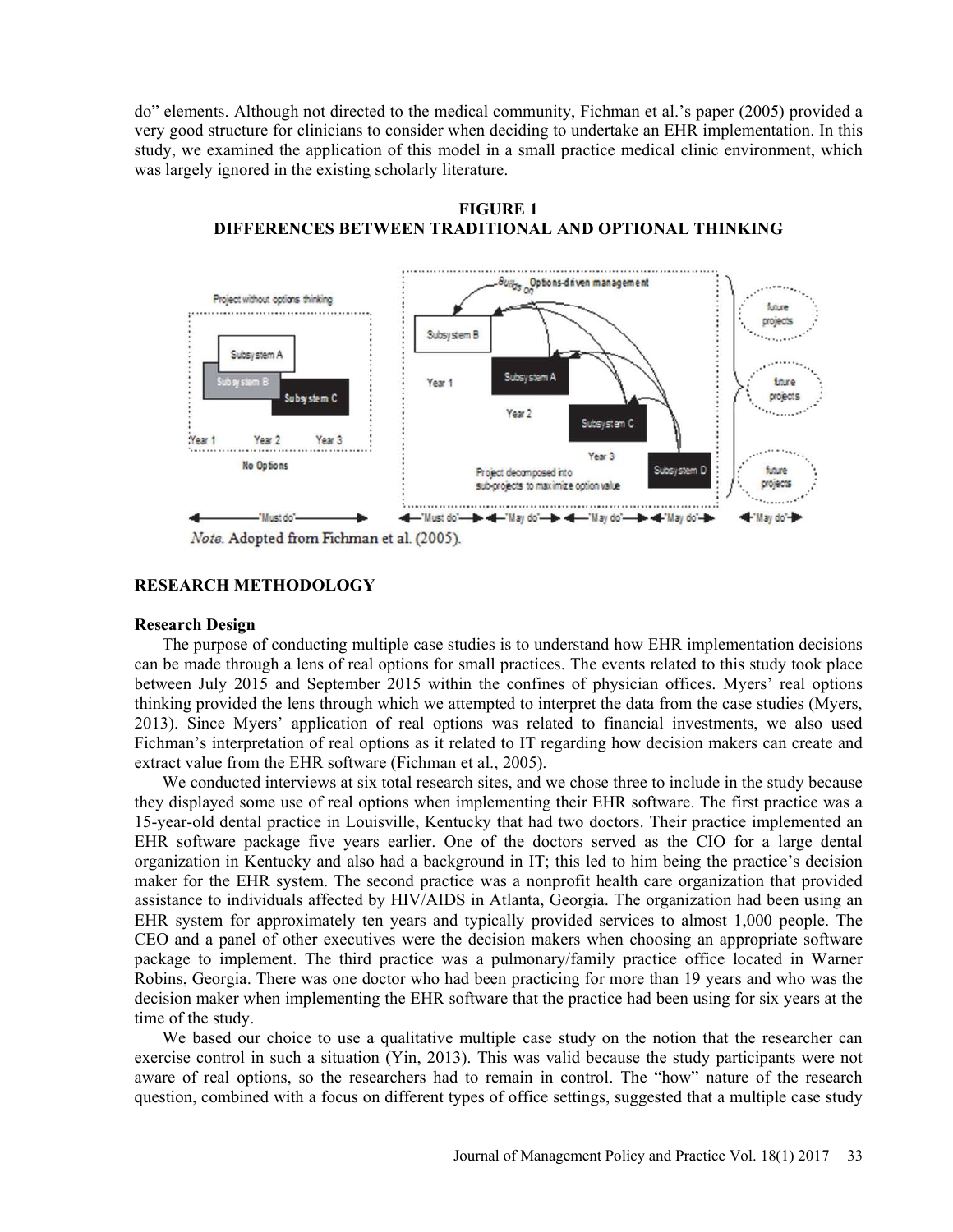do" elements. Although not directed to the medical community, Fichman et al.'s paper (2005) provided a very good structure for clinicians to consider when deciding to undertake an EHR implementation. In this study, we examined the application of this model in a small practice medical clinic environment, which was largely ignored in the existing scholarly literature.

**FIGURE 1**
**DIFFERENCES BETWEEN TRADITIONAL AND OPTIONAL THINKING**

*Note.* Adopted from Fichman et al. (2005).

## RESEARCH METHODOLOGY

### Research Design

The purpose of conducting multiple case studies is to understand how EHR implementation decisions can be made through a lens of real options for small practices. The events related to this study took place between July 2015 and September 2015 within the confines of physician offices. Myers' real options thinking provided the lens through which we attempted to interpret the data from the case studies (Myers, 2013). Since Myers' application of real options was related to financial investments, we also used Fichman's interpretation of real options as it related to IT regarding how decision makers can create and extract value from the EHR software (Fichman et al., 2005).

We conducted interviews at six total research sites, and we chose three to include in the study because they displayed some use of real options when implementing their EHR software. The first practice was a 15-year-old dental practice in Louisville, Kentucky that had two doctors. Their practice implemented an EHR software package five years earlier. One of the doctors served as the CIO for a large dental organization in Kentucky and also had a background in IT; this led to him being the practice's decision maker for the EHR system. The second practice was a nonprofit health care organization that provided assistance to individuals affected by HIV/AIDS in Atlanta, Georgia. The organization had been using an EHR system for approximately ten years and typically provided services to almost 1,000 people. The CEO and a panel of other executives were the decision makers when choosing an appropriate software package to implement. The third practice was a pulmonary/family practice office located in Warner Robins, Georgia. There was one doctor who had been practicing for more than 19 years and who was the decision maker when implementing the EHR software that the practice had been using for six years at the time of the study.

We based our choice to use a qualitative multiple case study on the notion that the researcher can exercise control in such a situation (Yin, 2013). This was valid because the study participants were not aware of real options, so the researchers had to remain in control. The "how" nature of the research question, combined with a focus on different types of office settings, suggested that a multiple case study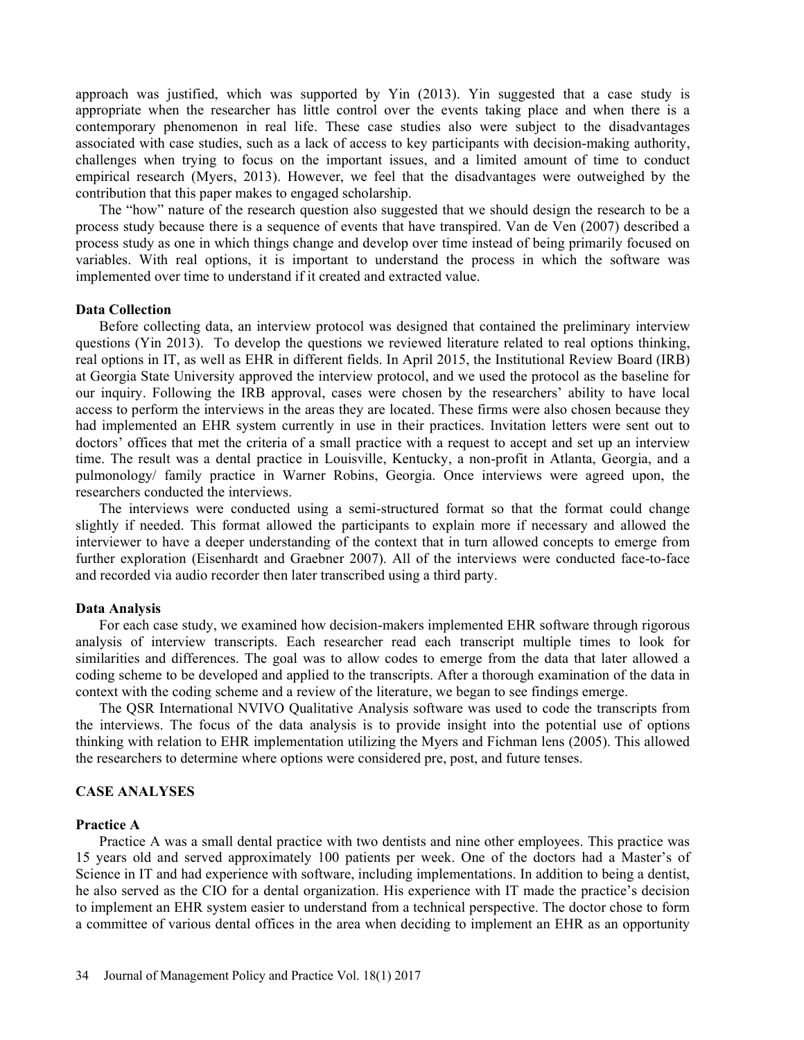approach was justified, which was supported by Yin (2013). Yin suggested that a case study is appropriate when the researcher has little control over the events taking place and when there is a contemporary phenomenon in real life. These case studies also were subject to the disadvantages associated with case studies, such as a lack of access to key participants with decision-making authority, challenges when trying to focus on the important issues, and a limited amount of time to conduct empirical research (Myers, 2013). However, we feel that the disadvantages were outweighed by the contribution that this paper makes to engaged scholarship.

The "how" nature of the research question also suggested that we should design the research to be a process study because there is a sequence of events that have transpired. Van de Ven (2007) described a process study as one in which things change and develop over time instead of being primarily focused on variables. With real options, it is important to understand the process in which the software was implemented over time to understand if it created and extracted value.

### Data Collection

Before collecting data, an interview protocol was designed that contained the preliminary interview questions (Yin 2013). To develop the questions we reviewed literature related to real options thinking, real options in IT, as well as EHR in different fields. In April 2015, the Institutional Review Board (IRB) at Georgia State University approved the interview protocol, and we used the protocol as the baseline for our inquiry. Following the IRB approval, cases were chosen by the researchers' ability to have local access to perform the interviews in the areas they are located. These firms were also chosen because they had implemented an EHR system currently in use in their practices. Invitation letters were sent out to doctors' offices that met the criteria of a small practice with a request to accept and set up an interview time. The result was a dental practice in Louisville, Kentucky, a non-profit in Atlanta, Georgia, and a pulmonology/ family practice in Warner Robins, Georgia. Once interviews were agreed upon, the researchers conducted the interviews.

The interviews were conducted using a semi-structured format so that the format could change slightly if needed. This format allowed the participants to explain more if necessary and allowed the interviewer to have a deeper understanding of the context that in turn allowed concepts to emerge from further exploration (Eisenhardt and Graebner 2007). All of the interviews were conducted face-to-face and recorded via audio recorder then later transcribed using a third party.

### Data Analysis

For each case study, we examined how decision-makers implemented EHR software through rigorous analysis of interview transcripts. Each researcher read each transcript multiple times to look for similarities and differences. The goal was to allow codes to emerge from the data that later allowed a coding scheme to be developed and applied to the transcripts. After a thorough examination of the data in context with the coding scheme and a review of the literature, we began to see findings emerge.

The QSR International NVIVO Qualitative Analysis software was used to code the transcripts from the interviews. The focus of the data analysis is to provide insight into the potential use of options thinking with relation to EHR implementation utilizing the Myers and Fichman lens (2005). This allowed the researchers to determine where options were considered pre, post, and future tenses.

## CASE ANALYSES

### Practice A

Practice A was a small dental practice with two dentists and nine other employees. This practice was 15 years old and served approximately 100 patients per week. One of the doctors had a Master's of Science in IT and had experience with software, including implementations. In addition to being a dentist, he also served as the CIO for a dental organization. His experience with IT made the practice's decision to implement an EHR system easier to understand from a technical perspective. The doctor chose to form a committee of various dental offices in the area when deciding to implement an EHR as an opportunity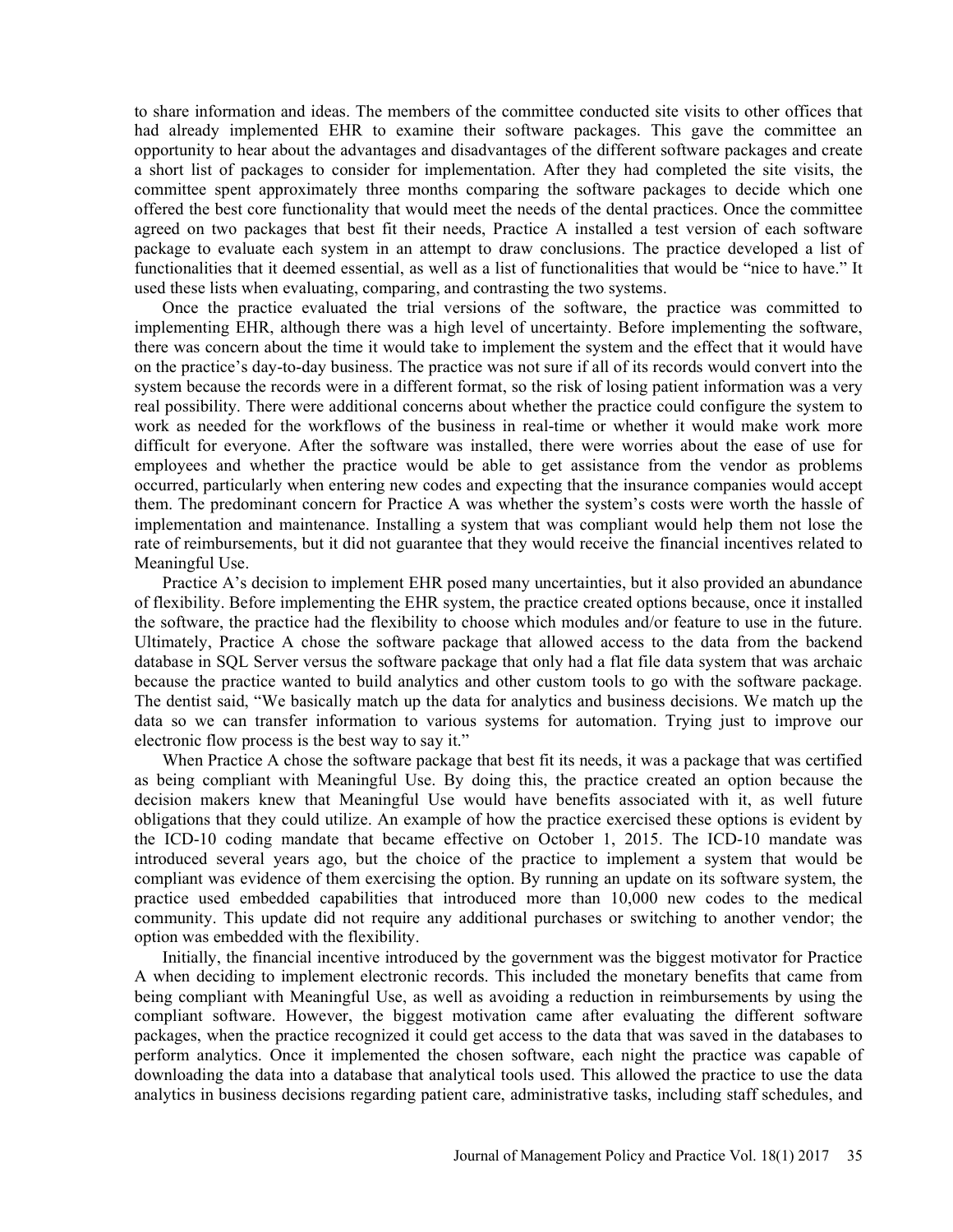to share information and ideas. The members of the committee conducted site visits to other offices that had already implemented EHR to examine their software packages. This gave the committee an opportunity to hear about the advantages and disadvantages of the different software packages and create a short list of packages to consider for implementation. After they had completed the site visits, the committee spent approximately three months comparing the software packages to decide which one offered the best core functionality that would meet the needs of the dental practices. Once the committee agreed on two packages that best fit their needs, Practice A installed a test version of each software package to evaluate each system in an attempt to draw conclusions. The practice developed a list of functionalities that it deemed essential, as well as a list of functionalities that would be "nice to have." It used these lists when evaluating, comparing, and contrasting the two systems.

Once the practice evaluated the trial versions of the software, the practice was committed to implementing EHR, although there was a high level of uncertainty. Before implementing the software, there was concern about the time it would take to implement the system and the effect that it would have on the practice's day-to-day business. The practice was not sure if all of its records would convert into the system because the records were in a different format, so the risk of losing patient information was a very real possibility. There were additional concerns about whether the practice could configure the system to work as needed for the workflows of the business in real-time or whether it would make work more difficult for everyone. After the software was installed, there were worries about the ease of use for employees and whether the practice would be able to get assistance from the vendor as problems occurred, particularly when entering new codes and expecting that the insurance companies would accept them. The predominant concern for Practice A was whether the system's costs were worth the hassle of implementation and maintenance. Installing a system that was compliant would help them not lose the rate of reimbursements, but it did not guarantee that they would receive the financial incentives related to Meaningful Use.

Practice A's decision to implement EHR posed many uncertainties, but it also provided an abundance of flexibility. Before implementing the EHR system, the practice created options because, once it installed the software, the practice had the flexibility to choose which modules and/or feature to use in the future. Ultimately, Practice A chose the software package that allowed access to the data from the backend database in SQL Server versus the software package that only had a flat file data system that was archaic because the practice wanted to build analytics and other custom tools to go with the software package. The dentist said, "We basically match up the data for analytics and business decisions. We match up the data so we can transfer information to various systems for automation. Trying just to improve our electronic flow process is the best way to say it."

When Practice A chose the software package that best fit its needs, it was a package that was certified as being compliant with Meaningful Use. By doing this, the practice created an option because the decision makers knew that Meaningful Use would have benefits associated with it, as well future obligations that they could utilize. An example of how the practice exercised these options is evident by the ICD-10 coding mandate that became effective on October 1, 2015. The ICD-10 mandate was introduced several years ago, but the choice of the practice to implement a system that would be compliant was evidence of them exercising the option. By running an update on its software system, the practice used embedded capabilities that introduced more than 10,000 new codes to the medical community. This update did not require any additional purchases or switching to another vendor; the option was embedded with the flexibility.

Initially, the financial incentive introduced by the government was the biggest motivator for Practice A when deciding to implement electronic records. This included the monetary benefits that came from being compliant with Meaningful Use, as well as avoiding a reduction in reimbursements by using the compliant software. However, the biggest motivation came after evaluating the different software packages, when the practice recognized it could get access to the data that was saved in the databases to perform analytics. Once it implemented the chosen software, each night the practice was capable of downloading the data into a database that analytical tools used. This allowed the practice to use the data analytics in business decisions regarding patient care, administrative tasks, including staff schedules, and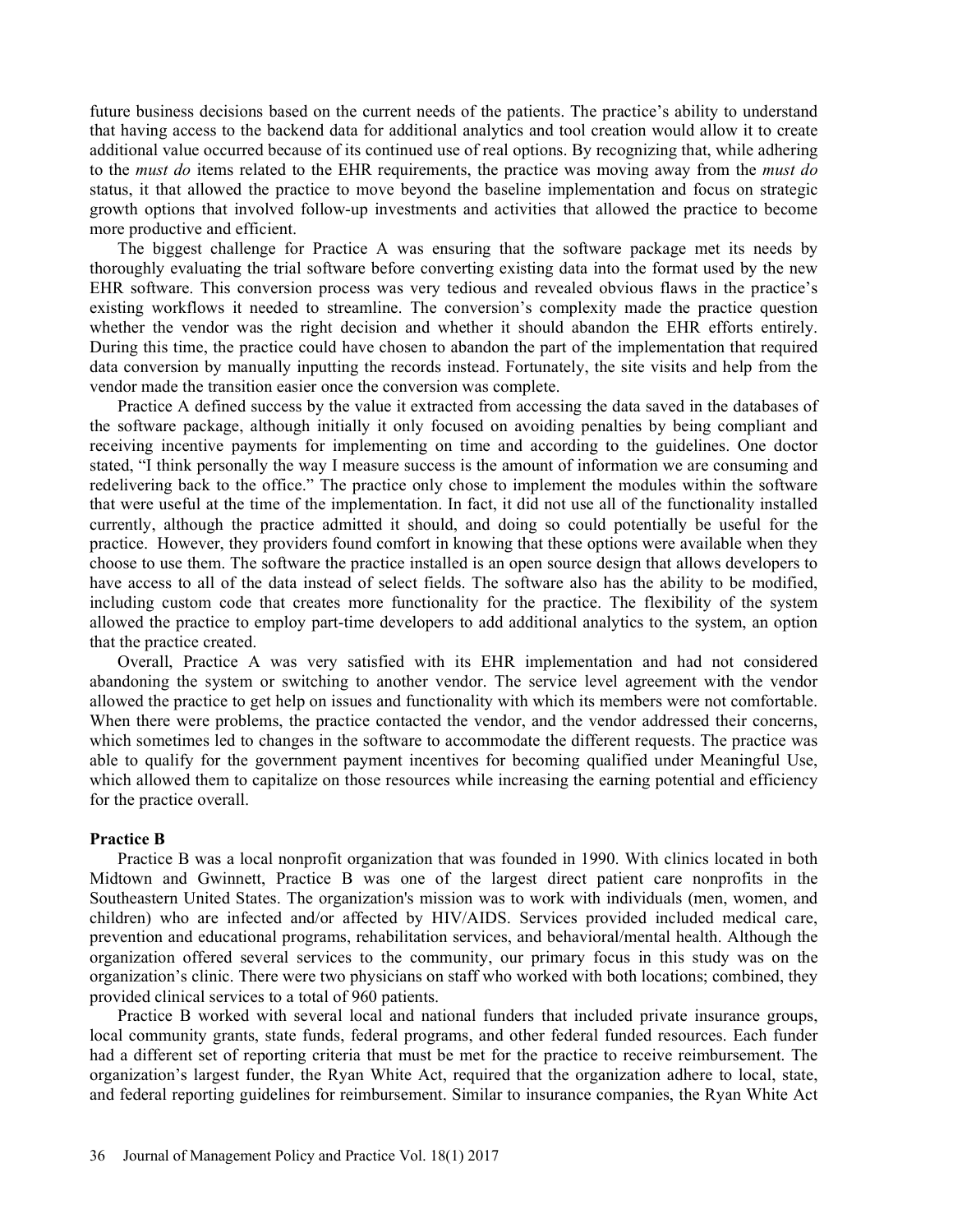future business decisions based on the current needs of the patients. The practice's ability to understand that having access to the backend data for additional analytics and tool creation would allow it to create additional value occurred because of its continued use of real options. By recognizing that, while adhering to the *must do* items related to the EHR requirements, the practice was moving away from the *must do* status, it that allowed the practice to move beyond the baseline implementation and focus on strategic growth options that involved follow-up investments and activities that allowed the practice to become more productive and efficient.

The biggest challenge for Practice A was ensuring that the software package met its needs by thoroughly evaluating the trial software before converting existing data into the format used by the new EHR software. This conversion process was very tedious and revealed obvious flaws in the practice's existing workflows it needed to streamline. The conversion's complexity made the practice question whether the vendor was the right decision and whether it should abandon the EHR efforts entirely. During this time, the practice could have chosen to abandon the part of the implementation that required data conversion by manually inputting the records instead. Fortunately, the site visits and help from the vendor made the transition easier once the conversion was complete.

Practice A defined success by the value it extracted from accessing the data saved in the databases of the software package, although initially it only focused on avoiding penalties by being compliant and receiving incentive payments for implementing on time and according to the guidelines. One doctor stated, "I think personally the way I measure success is the amount of information we are consuming and redelivering back to the office." The practice only chose to implement the modules within the software that were useful at the time of the implementation. In fact, it did not use all of the functionality installed currently, although the practice admitted it should, and doing so could potentially be useful for the practice. However, they providers found comfort in knowing that these options were available when they choose to use them. The software the practice installed is an open source design that allows developers to have access to all of the data instead of select fields. The software also has the ability to be modified, including custom code that creates more functionality for the practice. The flexibility of the system allowed the practice to employ part-time developers to add additional analytics to the system, an option that the practice created.

Overall, Practice A was very satisfied with its EHR implementation and had not considered abandoning the system or switching to another vendor. The service level agreement with the vendor allowed the practice to get help on issues and functionality with which its members were not comfortable. When there were problems, the practice contacted the vendor, and the vendor addressed their concerns, which sometimes led to changes in the software to accommodate the different requests. The practice was able to qualify for the government payment incentives for becoming qualified under Meaningful Use, which allowed them to capitalize on those resources while increasing the earning potential and efficiency for the practice overall.

**Practice B**

Practice B was a local nonprofit organization that was founded in 1990. With clinics located in both Midtown and Gwinnett, Practice B was one of the largest direct patient care nonprofits in the Southeastern United States. The organization's mission was to work with individuals (men, women, and children) who are infected and/or affected by HIV/AIDS. Services provided included medical care, prevention and educational programs, rehabilitation services, and behavioral/mental health. Although the organization offered several services to the community, our primary focus in this study was on the organization's clinic. There were two physicians on staff who worked with both locations; combined, they provided clinical services to a total of 960 patients.

Practice B worked with several local and national funders that included private insurance groups, local community grants, state funds, federal programs, and other federal funded resources. Each funder had a different set of reporting criteria that must be met for the practice to receive reimbursement. The organization's largest funder, the Ryan White Act, required that the organization adhere to local, state, and federal reporting guidelines for reimbursement. Similar to insurance companies, the Ryan White Act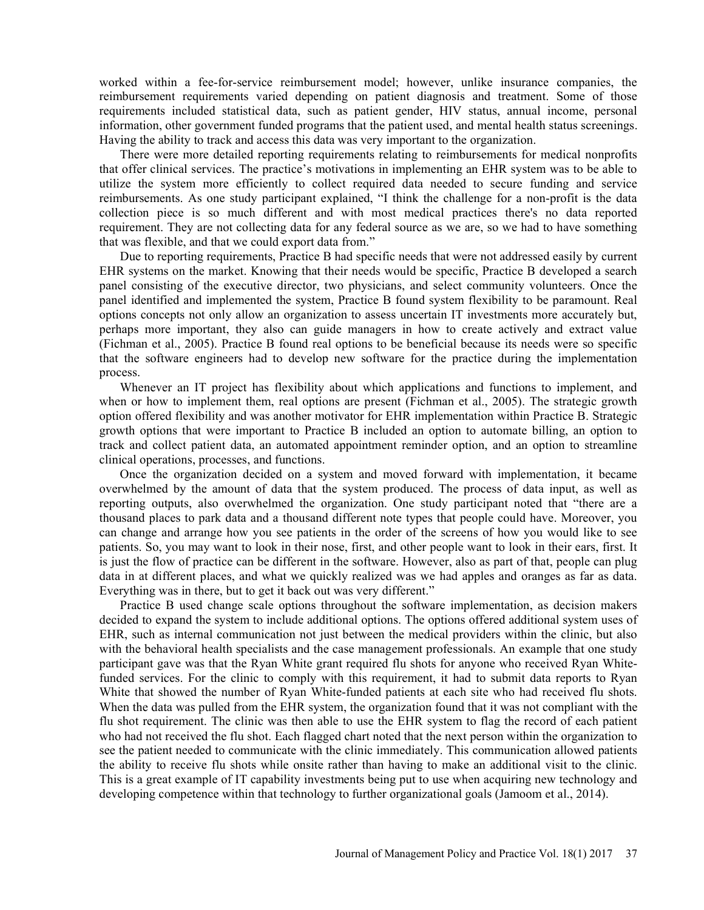worked within a fee-for-service reimbursement model; however, unlike insurance companies, the reimbursement requirements varied depending on patient diagnosis and treatment. Some of those requirements included statistical data, such as patient gender, HIV status, annual income, personal information, other government funded programs that the patient used, and mental health status screenings. Having the ability to track and access this data was very important to the organization.

There were more detailed reporting requirements relating to reimbursements for medical nonprofits that offer clinical services. The practice's motivations in implementing an EHR system was to be able to utilize the system more efficiently to collect required data needed to secure funding and service reimbursements. As one study participant explained, "I think the challenge for a non-profit is the data collection piece is so much different and with most medical practices there's no data reported requirement. They are not collecting data for any federal source as we are, so we had to have something that was flexible, and that we could export data from."

Due to reporting requirements, Practice B had specific needs that were not addressed easily by current EHR systems on the market. Knowing that their needs would be specific, Practice B developed a search panel consisting of the executive director, two physicians, and select community volunteers. Once the panel identified and implemented the system, Practice B found system flexibility to be paramount. Real options concepts not only allow an organization to assess uncertain IT investments more accurately but, perhaps more important, they also can guide managers in how to create actively and extract value (Fichman et al., 2005). Practice B found real options to be beneficial because its needs were so specific that the software engineers had to develop new software for the practice during the implementation process.

Whenever an IT project has flexibility about which applications and functions to implement, and when or how to implement them, real options are present (Fichman et al., 2005). The strategic growth option offered flexibility and was another motivator for EHR implementation within Practice B. Strategic growth options that were important to Practice B included an option to automate billing, an option to track and collect patient data, an automated appointment reminder option, and an option to streamline clinical operations, processes, and functions.

Once the organization decided on a system and moved forward with implementation, it became overwhelmed by the amount of data that the system produced. The process of data input, as well as reporting outputs, also overwhelmed the organization. One study participant noted that "there are a thousand places to park data and a thousand different note types that people could have. Moreover, you can change and arrange how you see patients in the order of the screens of how you would like to see patients. So, you may want to look in their nose, first, and other people want to look in their ears, first. It is just the flow of practice can be different in the software. However, also as part of that, people can plug data in at different places, and what we quickly realized was we had apples and oranges as far as data. Everything was in there, but to get it back out was very different."

Practice B used change scale options throughout the software implementation, as decision makers decided to expand the system to include additional options. The options offered additional system uses of EHR, such as internal communication not just between the medical providers within the clinic, but also with the behavioral health specialists and the case management professionals. An example that one study participant gave was that the Ryan White grant required flu shots for anyone who received Ryan White-funded services. For the clinic to comply with this requirement, it had to submit data reports to Ryan White that showed the number of Ryan White-funded patients at each site who had received flu shots. When the data was pulled from the EHR system, the organization found that it was not compliant with the flu shot requirement. The clinic was then able to use the EHR system to flag the record of each patient who had not received the flu shot. Each flagged chart noted that the next person within the organization to see the patient needed to communicate with the clinic immediately. This communication allowed patients the ability to receive flu shots while onsite rather than having to make an additional visit to the clinic. This is a great example of IT capability investments being put to use when acquiring new technology and developing competence within that technology to further organizational goals (Jamoom et al., 2014).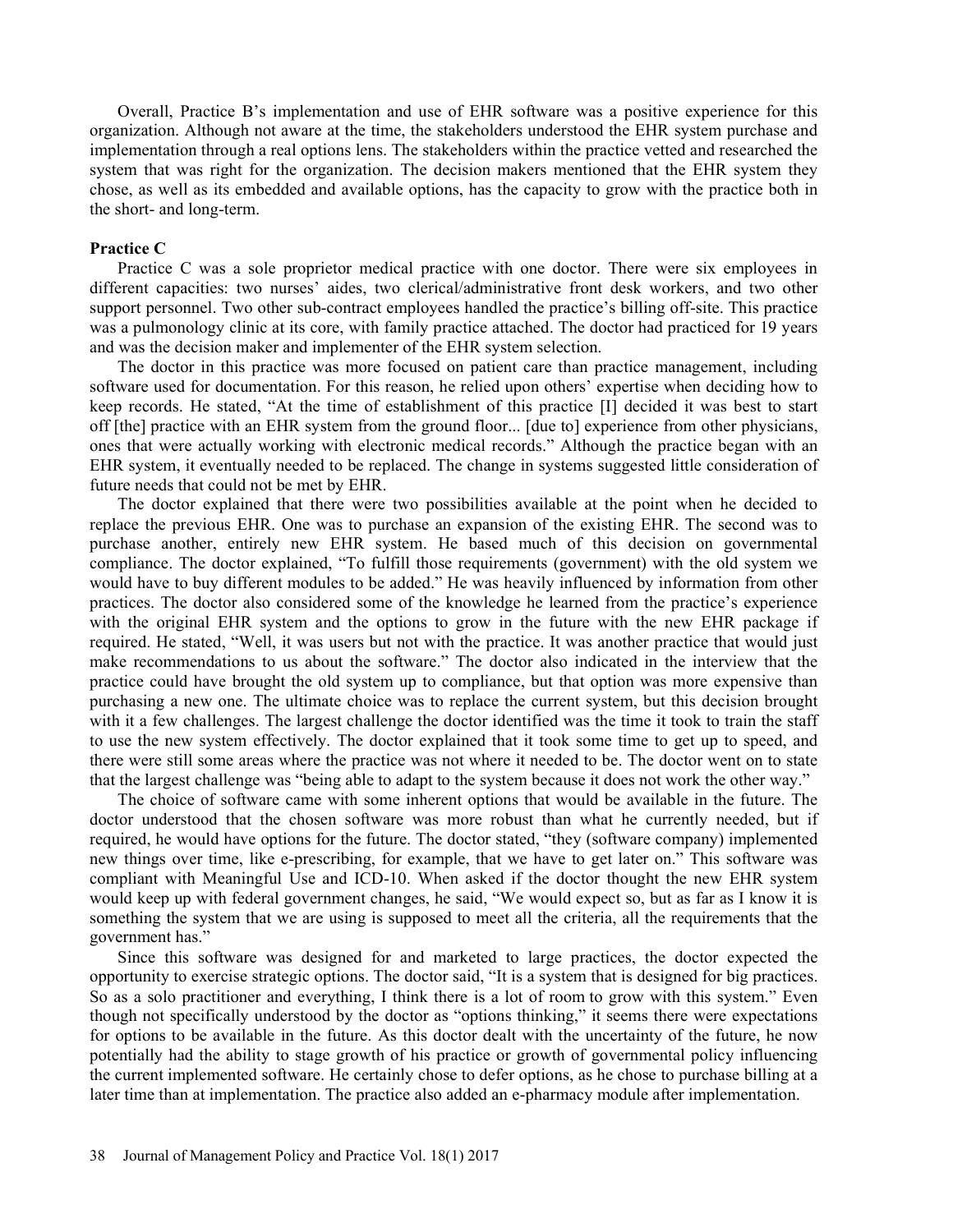Overall, Practice B's implementation and use of EHR software was a positive experience for this organization. Although not aware at the time, the stakeholders understood the EHR system purchase and implementation through a real options lens. The stakeholders within the practice vetted and researched the system that was right for the organization. The decision makers mentioned that the EHR system they chose, as well as its embedded and available options, has the capacity to grow with the practice both in the short- and long-term.

**Practice C**

Practice C was a sole proprietor medical practice with one doctor. There were six employees in different capacities: two nurses' aides, two clerical/administrative front desk workers, and two other support personnel. Two other sub-contract employees handled the practice's billing off-site. This practice was a pulmonology clinic at its core, with family practice attached. The doctor had practiced for 19 years and was the decision maker and implementer of the EHR system selection.

The doctor in this practice was more focused on patient care than practice management, including software used for documentation. For this reason, he relied upon others' expertise when deciding how to keep records. He stated, "At the time of establishment of this practice [I] decided it was best to start off [the] practice with an EHR system from the ground floor... [due to] experience from other physicians, ones that were actually working with electronic medical records." Although the practice began with an EHR system, it eventually needed to be replaced. The change in systems suggested little consideration of future needs that could not be met by EHR.

The doctor explained that there were two possibilities available at the point when he decided to replace the previous EHR. One was to purchase an expansion of the existing EHR. The second was to purchase another, entirely new EHR system. He based much of this decision on governmental compliance. The doctor explained, "To fulfill those requirements (government) with the old system we would have to buy different modules to be added." He was heavily influenced by information from other practices. The doctor also considered some of the knowledge he learned from the practice's experience with the original EHR system and the options to grow in the future with the new EHR package if required. He stated, "Well, it was users but not with the practice. It was another practice that would just make recommendations to us about the software." The doctor also indicated in the interview that the practice could have brought the old system up to compliance, but that option was more expensive than purchasing a new one. The ultimate choice was to replace the current system, but this decision brought with it a few challenges. The largest challenge the doctor identified was the time it took to train the staff to use the new system effectively. The doctor explained that it took some time to get up to speed, and there were still some areas where the practice was not where it needed to be. The doctor went on to state that the largest challenge was "being able to adapt to the system because it does not work the other way."

The choice of software came with some inherent options that would be available in the future. The doctor understood that the chosen software was more robust than what he currently needed, but if required, he would have options for the future. The doctor stated, "they (software company) implemented new things over time, like e-prescribing, for example, that we have to get later on." This software was compliant with Meaningful Use and ICD-10. When asked if the doctor thought the new EHR system would keep up with federal government changes, he said, "We would expect so, but as far as I know it is something the system that we are using is supposed to meet all the criteria, all the requirements that the government has."

Since this software was designed for and marketed to large practices, the doctor expected the opportunity to exercise strategic options. The doctor said, "It is a system that is designed for big practices. So as a solo practitioner and everything, I think there is a lot of room to grow with this system." Even though not specifically understood by the doctor as "options thinking," it seems there were expectations for options to be available in the future. As this doctor dealt with the uncertainty of the future, he now potentially had the ability to stage growth of his practice or growth of governmental policy influencing the current implemented software. He certainly chose to defer options, as he chose to purchase billing at a later time than at implementation. The practice also added an e-pharmacy module after implementation.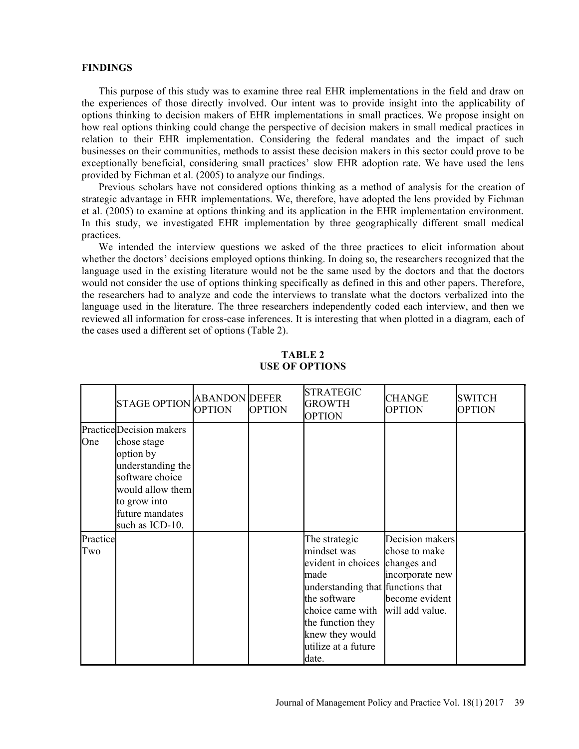### FINDINGS

This purpose of this study was to examine three real EHR implementations in the field and draw on the experiences of those directly involved. Our intent was to provide insight into the applicability of options thinking to decision makers of EHR implementations in small practices. We propose insight on how real options thinking could change the perspective of decision makers in small medical practices in relation to their EHR implementation. Considering the federal mandates and the impact of such businesses on their communities, methods to assist these decision makers in this sector could prove to be exceptionally beneficial, considering small practices' slow EHR adoption rate. We have used the lens provided by Fichman et al. (2005) to analyze our findings.

Previous scholars have not considered options thinking as a method of analysis for the creation of strategic advantage in EHR implementations. We, therefore, have adopted the lens provided by Fichman et al. (2005) to examine at options thinking and its application in the EHR implementation environment. In this study, we investigated EHR implementation by three geographically different small medical practices.

We intended the interview questions we asked of the three practices to elicit information about whether the doctors' decisions employed options thinking. In doing so, the researchers recognized that the language used in the existing literature would not be the same used by the doctors and that the doctors would not consider the use of options thinking specifically as defined in this and other papers. Therefore, the researchers had to analyze and code the interviews to translate what the doctors verbalized into the language used in the literature. The three researchers independently coded each interview, and then we reviewed all information for cross-case inferences. It is interesting that when plotted in a diagram, each of the cases used a different set of options (Table 2).

**TABLE 2**
**USE OF OPTIONS**

| | STAGE OPTION | ABANDON OPTION | DEFER OPTION | STRATEGIC GROWTH OPTION | CHANGE OPTION | SWITCH OPTION |
|---|---|---|---|---|---|---|
| Practice One | Decision makers chose stage option by understanding the software choice would allow them to grow into future mandates such as ICD-10. | | | | | |
| Practice Two | | | | The strategic mindset was evident in choices made understanding that the software choice came with the function they knew they would utilize at a future date. | Decision makers chose to make changes and incorporate new functions that become evident will add value. | |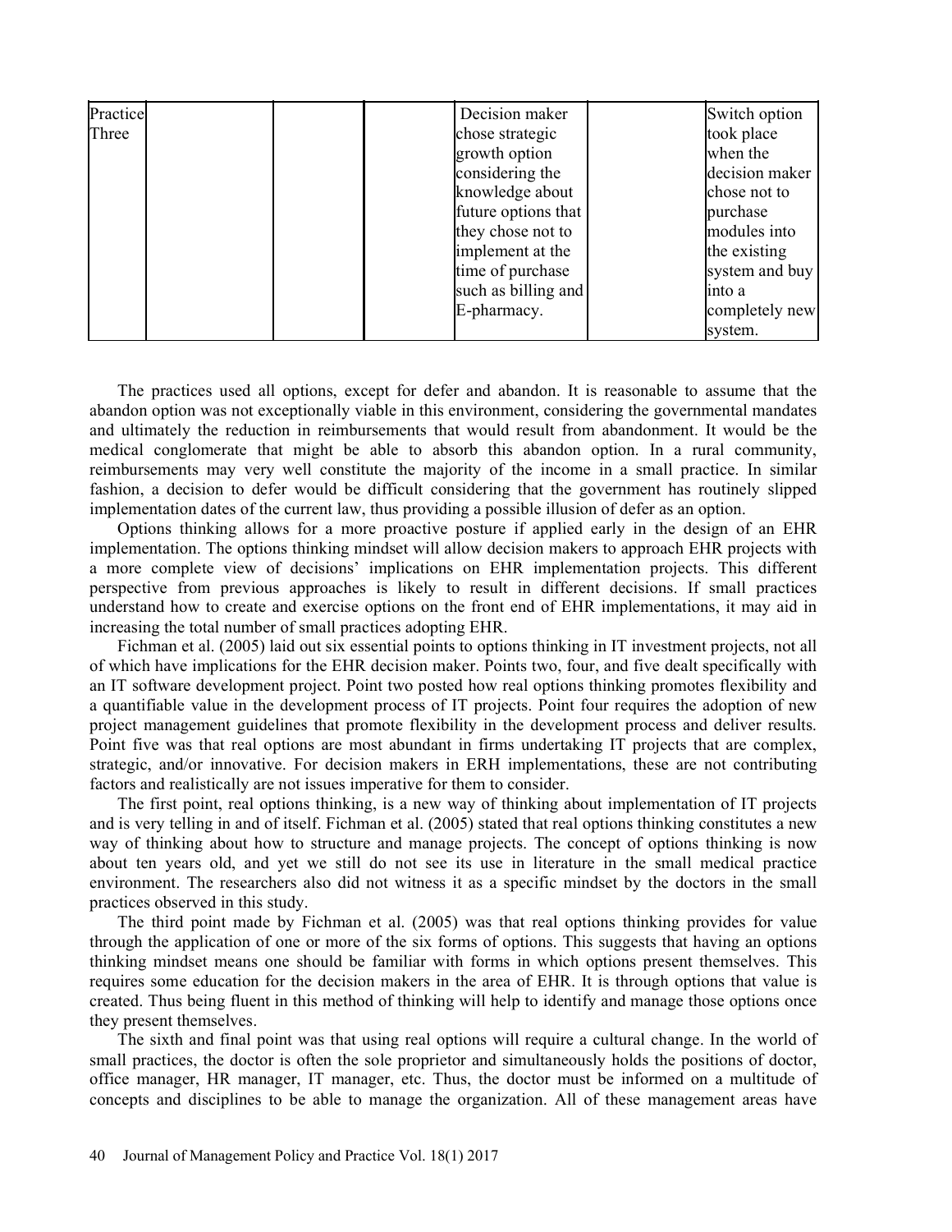| | | | | | | |
|---|---|---|---|---|---|---|
| Practice Three | | | | Decision maker chose strategic growth option considering the knowledge about future options that they chose not to implement at the time of purchase such as billing and E-pharmacy. | | Switch option took place when the decision maker chose not to purchase modules into the existing system and buy into a completely new system. |

The practices used all options, except for defer and abandon. It is reasonable to assume that the abandon option was not exceptionally viable in this environment, considering the governmental mandates and ultimately the reduction in reimbursements that would result from abandonment. It would be the medical conglomerate that might be able to absorb this abandon option. In a rural community, reimbursements may very well constitute the majority of the income in a small practice. In similar fashion, a decision to defer would be difficult considering that the government has routinely slipped implementation dates of the current law, thus providing a possible illusion of defer as an option.

Options thinking allows for a more proactive posture if applied early in the design of an EHR implementation. The options thinking mindset will allow decision makers to approach EHR projects with a more complete view of decisions' implications on EHR implementation projects. This different perspective from previous approaches is likely to result in different decisions. If small practices understand how to create and exercise options on the front end of EHR implementations, it may aid in increasing the total number of small practices adopting EHR.

Fichman et al. (2005) laid out six essential points to options thinking in IT investment projects, not all of which have implications for the EHR decision maker. Points two, four, and five dealt specifically with an IT software development project. Point two posted how real options thinking promotes flexibility and a quantifiable value in the development process of IT projects. Point four requires the adoption of new project management guidelines that promote flexibility in the development process and deliver results. Point five was that real options are most abundant in firms undertaking IT projects that are complex, strategic, and/or innovative. For decision makers in ERH implementations, these are not contributing factors and realistically are not issues imperative for them to consider.

The first point, real options thinking, is a new way of thinking about implementation of IT projects and is very telling in and of itself. Fichman et al. (2005) stated that real options thinking constitutes a new way of thinking about how to structure and manage projects. The concept of options thinking is now about ten years old, and yet we still do not see its use in literature in the small medical practice environment. The researchers also did not witness it as a specific mindset by the doctors in the small practices observed in this study.

The third point made by Fichman et al. (2005) was that real options thinking provides for value through the application of one or more of the six forms of options. This suggests that having an options thinking mindset means one should be familiar with forms in which options present themselves. This requires some education for the decision makers in the area of EHR. It is through options that value is created. Thus being fluent in this method of thinking will help to identify and manage those options once they present themselves.

The sixth and final point was that using real options will require a cultural change. In the world of small practices, the doctor is often the sole proprietor and simultaneously holds the positions of doctor, office manager, HR manager, IT manager, etc. Thus, the doctor must be informed on a multitude of concepts and disciplines to be able to manage the organization. All of these management areas have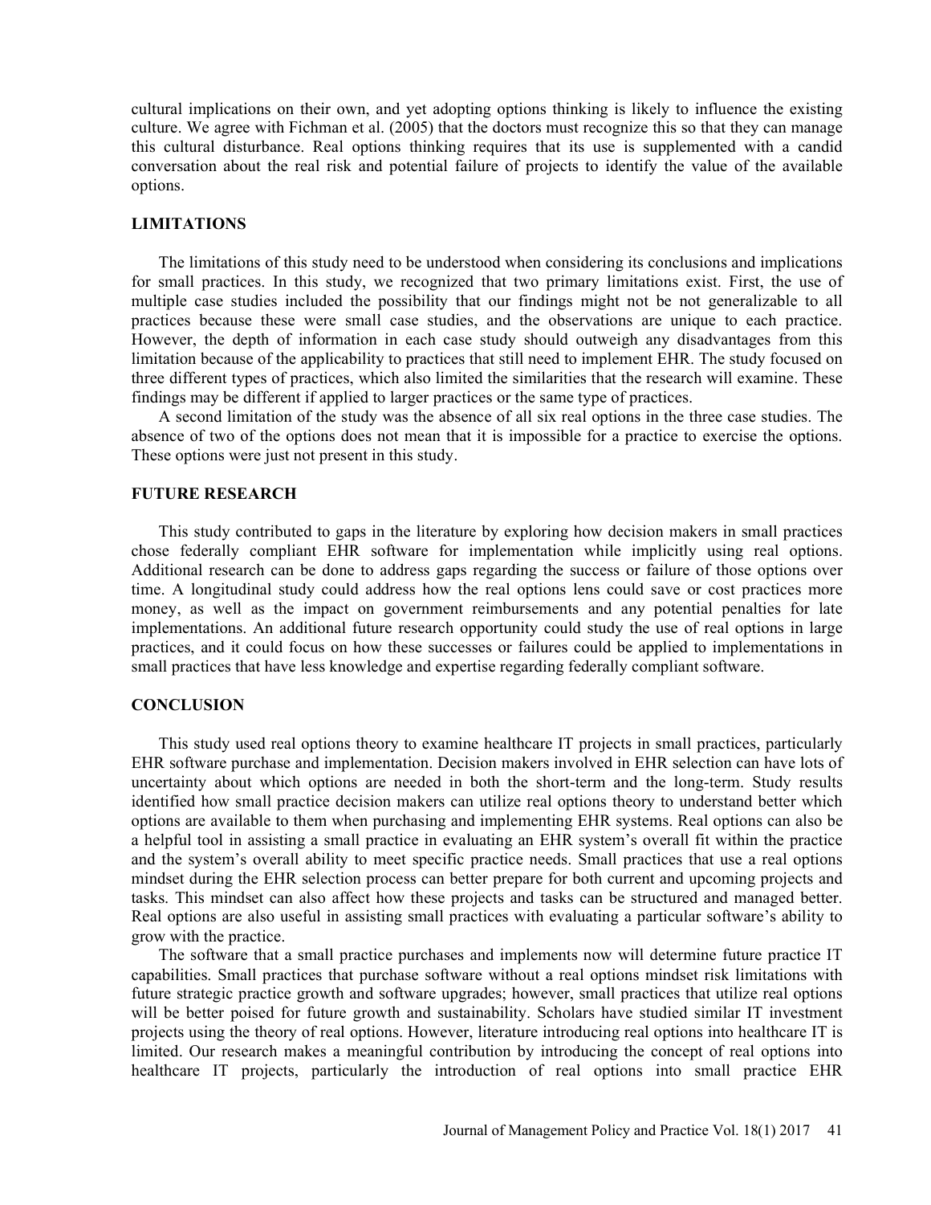cultural implications on their own, and yet adopting options thinking is likely to influence the existing culture. We agree with Fichman et al. (2005) that the doctors must recognize this so that they can manage this cultural disturbance. Real options thinking requires that its use is supplemented with a candid conversation about the real risk and potential failure of projects to identify the value of the available options.

## LIMITATIONS

The limitations of this study need to be understood when considering its conclusions and implications for small practices. In this study, we recognized that two primary limitations exist. First, the use of multiple case studies included the possibility that our findings might not be not generalizable to all practices because these were small case studies, and the observations are unique to each practice. However, the depth of information in each case study should outweigh any disadvantages from this limitation because of the applicability to practices that still need to implement EHR. The study focused on three different types of practices, which also limited the similarities that the research will examine. These findings may be different if applied to larger practices or the same type of practices.

A second limitation of the study was the absence of all six real options in the three case studies. The absence of two of the options does not mean that it is impossible for a practice to exercise the options. These options were just not present in this study.

## FUTURE RESEARCH

This study contributed to gaps in the literature by exploring how decision makers in small practices chose federally compliant EHR software for implementation while implicitly using real options. Additional research can be done to address gaps regarding the success or failure of those options over time. A longitudinal study could address how the real options lens could save or cost practices more money, as well as the impact on government reimbursements and any potential penalties for late implementations. An additional future research opportunity could study the use of real options in large practices, and it could focus on how these successes or failures could be applied to implementations in small practices that have less knowledge and expertise regarding federally compliant software.

## CONCLUSION

This study used real options theory to examine healthcare IT projects in small practices, particularly EHR software purchase and implementation. Decision makers involved in EHR selection can have lots of uncertainty about which options are needed in both the short-term and the long-term. Study results identified how small practice decision makers can utilize real options theory to understand better which options are available to them when purchasing and implementing EHR systems. Real options can also be a helpful tool in assisting a small practice in evaluating an EHR system's overall fit within the practice and the system's overall ability to meet specific practice needs. Small practices that use a real options mindset during the EHR selection process can better prepare for both current and upcoming projects and tasks. This mindset can also affect how these projects and tasks can be structured and managed better. Real options are also useful in assisting small practices with evaluating a particular software's ability to grow with the practice.

The software that a small practice purchases and implements now will determine future practice IT capabilities. Small practices that purchase software without a real options mindset risk limitations with future strategic practice growth and software upgrades; however, small practices that utilize real options will be better poised for future growth and sustainability. Scholars have studied similar IT investment projects using the theory of real options. However, literature introducing real options into healthcare IT is limited. Our research makes a meaningful contribution by introducing the concept of real options into healthcare IT projects, particularly the introduction of real options into small practice EHR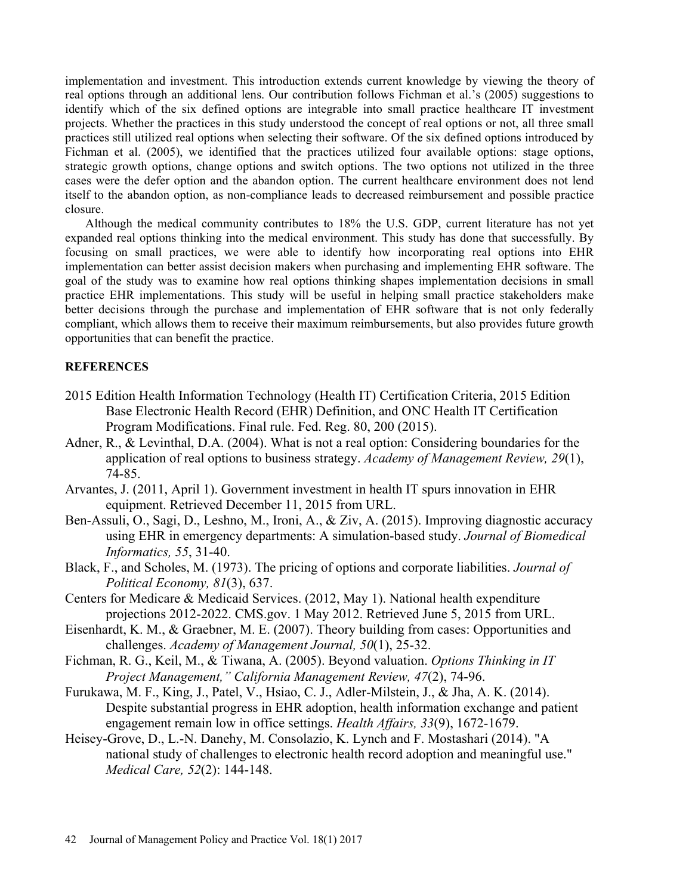implementation and investment. This introduction extends current knowledge by viewing the theory of real options through an additional lens. Our contribution follows Fichman et al.'s (2005) suggestions to identify which of the six defined options are integrable into small practice healthcare IT investment projects. Whether the practices in this study understood the concept of real options or not, all three small practices still utilized real options when selecting their software. Of the six defined options introduced by Fichman et al. (2005), we identified that the practices utilized four available options: stage options, strategic growth options, change options and switch options. The two options not utilized in the three cases were the defer option and the abandon option. The current healthcare environment does not lend itself to the abandon option, as non-compliance leads to decreased reimbursement and possible practice closure.

Although the medical community contributes to 18% the U.S. GDP, current literature has not yet expanded real options thinking into the medical environment. This study has done that successfully. By focusing on small practices, we were able to identify how incorporating real options into EHR implementation can better assist decision makers when purchasing and implementing EHR software. The goal of the study was to examine how real options thinking shapes implementation decisions in small practice EHR implementations. This study will be useful in helping small practice stakeholders make better decisions through the purchase and implementation of EHR software that is not only federally compliant, which allows them to receive their maximum reimbursements, but also provides future growth opportunities that can benefit the practice.

## REFERENCES

2015 Edition Health Information Technology (Health IT) Certification Criteria, 2015 Edition Base Electronic Health Record (EHR) Definition, and ONC Health IT Certification Program Modifications. Final rule. Fed. Reg. 80, 200 (2015).

Adner, R., & Levinthal, D.A. (2004). What is not a real option: Considering boundaries for the application of real options to business strategy. *Academy of Management Review, 29*(1), 74-85.

Arvantes, J. (2011, April 1). Government investment in health IT spurs innovation in EHR equipment. Retrieved December 11, 2015 from URL.

Ben-Assuli, O., Sagi, D., Leshno, M., Ironi, A., & Ziv, A. (2015). Improving diagnostic accuracy using EHR in emergency departments: A simulation-based study. *Journal of Biomedical Informatics, 55*, 31-40.

Black, F., and Scholes, M. (1973). The pricing of options and corporate liabilities. *Journal of Political Economy, 81*(3), 637.

Centers for Medicare & Medicaid Services. (2012, May 1). National health expenditure projections 2012-2022. CMS.gov. 1 May 2012. Retrieved June 5, 2015 from URL.

Eisenhardt, K. M., & Graebner, M. E. (2007). Theory building from cases: Opportunities and challenges. *Academy of Management Journal, 50*(1), 25-32.

Fichman, R. G., Keil, M., & Tiwana, A. (2005). Beyond valuation. *Options Thinking in IT Project Management," California Management Review, 47*(2), 74-96.

Furukawa, M. F., King, J., Patel, V., Hsiao, C. J., Adler-Milstein, J., & Jha, A. K. (2014). Despite substantial progress in EHR adoption, health information exchange and patient engagement remain low in office settings. *Health Affairs, 33*(9), 1672-1679.

Heisey-Grove, D., L.-N. Danehy, M. Consolazio, K. Lynch and F. Mostashari (2014). "A national study of challenges to electronic health record adoption and meaningful use." *Medical Care, 52*(2): 144-148.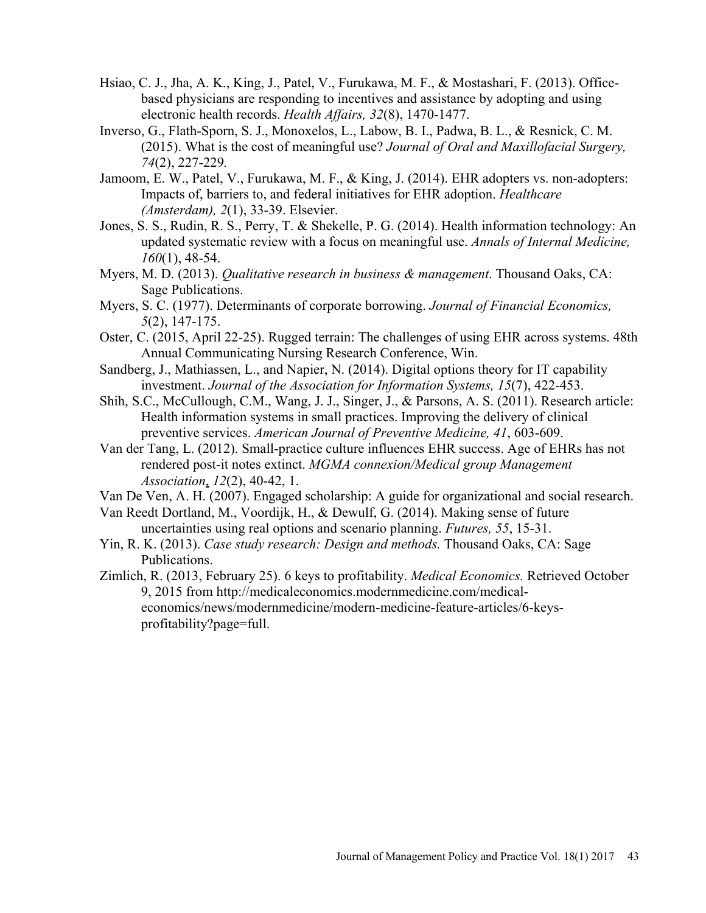Hsiao, C. J., Jha, A. K., King, J., Patel, V., Furukawa, M. F., & Mostashari, F. (2013). Office-based physicians are responding to incentives and assistance by adopting and using electronic health records. *Health Affairs, 32*(8), 1470-1477.

Inverso, G., Flath-Sporn, S. J., Monoxelos, L., Labow, B. I., Padwa, B. L., & Resnick, C. M. (2015). What is the cost of meaningful use? *Journal of Oral and Maxillofacial Surgery, 74*(2), 227-229*.*

Jamoom, E. W., Patel, V., Furukawa, M. F., & King, J. (2014). EHR adopters vs. non-adopters: Impacts of, barriers to, and federal initiatives for EHR adoption. *Healthcare (Amsterdam), 2*(1), 33-39. Elsevier.

Jones, S. S., Rudin, R. S., Perry, T. & Shekelle, P. G. (2014). Health information technology: An updated systematic review with a focus on meaningful use. *Annals of Internal Medicine, 160*(1), 48-54.

Myers, M. D. (2013). *Qualitative research in business & management*. Thousand Oaks, CA: Sage Publications.

Myers, S. C. (1977). Determinants of corporate borrowing. *Journal of Financial Economics, 5*(2), 147-175.

Oster, C. (2015, April 22-25). Rugged terrain: The challenges of using EHR across systems. 48th Annual Communicating Nursing Research Conference, Win.

Sandberg, J., Mathiassen, L., and Napier, N. (2014). Digital options theory for IT capability investment. *Journal of the Association for Information Systems, 15*(7), 422-453.

Shih, S.C., McCullough, C.M., Wang, J. J., Singer, J., & Parsons, A. S. (2011). Research article: Health information systems in small practices. Improving the delivery of clinical preventive services. *American Journal of Preventive Medicine, 41*, 603-609.

Van der Tang, L. (2012). Small-practice culture influences EHR success. Age of EHRs has not rendered post-it notes extinct. *MGMA connexion/Medical group Management Association*, *12*(2), 40-42, 1.

Van De Ven, A. H. (2007). Engaged scholarship: A guide for organizational and social research.

Van Reedt Dortland, M., Voordijk, H., & Dewulf, G. (2014). Making sense of future uncertainties using real options and scenario planning. *Futures, 55*, 15-31.

Yin, R. K. (2013). *Case study research: Design and methods.* Thousand Oaks, CA: Sage Publications.

Zimlich, R. (2013, February 25). 6 keys to profitability. *Medical Economics.* Retrieved October 9, 2015 from http://medicaleconomics.modernmedicine.com/medical-economics/news/modernmedicine/modern-medicine-feature-articles/6-keys-profitability?page=full.